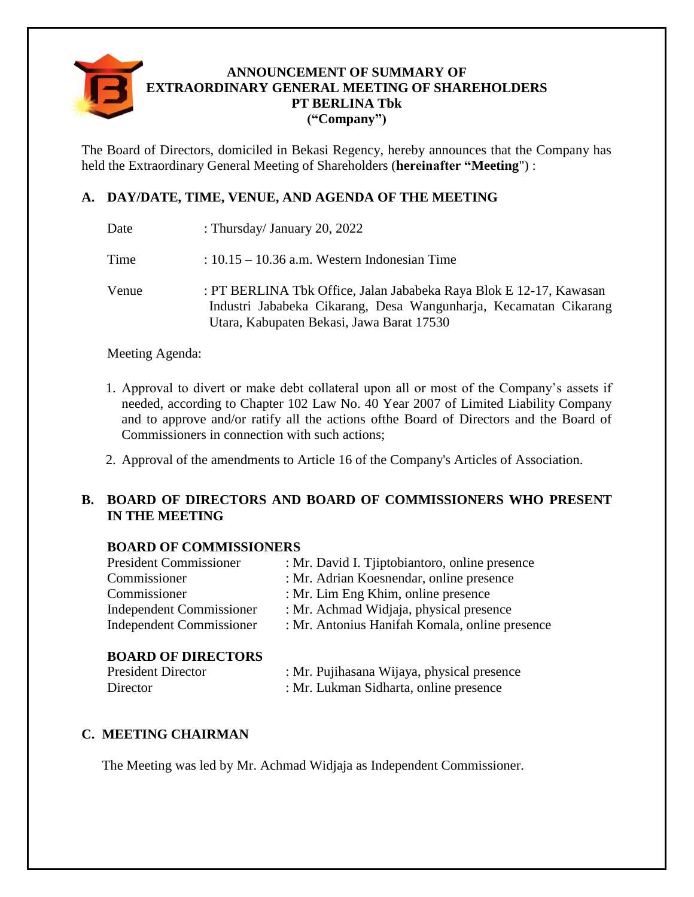# ANNOUNCEMENT OF SUMMARY OF EXTRAORDINARY GENERAL MEETING OF SHAREHOLDERS PT BERLINA Tbk ("Company")

The Board of Directors, domiciled in Bekasi Regency, hereby announces that the Company has held the Extraordinary General Meeting of Shareholders (**hereinafter "Meeting**") :

## A. DAY/DATE, TIME, VENUE, AND AGENDA OF THE MEETING

| | |
|---|---|
| Date | : Thursday/ January 20, 2022 |
| Time | : 10.15 – 10.36 a.m. Western Indonesian Time |
| Venue | : PT BERLINA Tbk Office, Jalan Jababeka Raya Blok E 12-17, Kawasan Industri Jababeka Cikarang, Desa Wangunharja, Kecamatan Cikarang Utara, Kabupaten Bekasi, Jawa Barat 17530 |

Meeting Agenda:

1. Approval to divert or make debt collateral upon all or most of the Company's assets if needed, according to Chapter 102 Law No. 40 Year 2007 of Limited Liability Company and to approve and/or ratify all the actions ofthe Board of Directors and the Board of Commissioners in connection with such actions;
2. Approval of the amendments to Article 16 of the Company's Articles of Association.

## B. BOARD OF DIRECTORS AND BOARD OF COMMISSIONERS WHO PRESENT IN THE MEETING

**BOARD OF COMMISSIONERS**

| | |
|---|---|
| President Commissioner | : Mr. David I. Tjiptobiantoro, online presence |
| Commissioner | : Mr. Adrian Koesnendar, online presence |
| Commissioner | : Mr. Lim Eng Khim, online presence |
| Independent Commissioner | : Mr. Achmad Widjaja, physical presence |
| Independent Commissioner | : Mr. Antonius Hanifah Komala, online presence |

**BOARD OF DIRECTORS**

| | |
|---|---|
| President Director | : Mr. Pujihasana Wijaya, physical presence |
| Director | : Mr. Lukman Sidharta, online presence |

## C. MEETING CHAIRMAN

The Meeting was led by Mr. Achmad Widjaja as Independent Commissioner.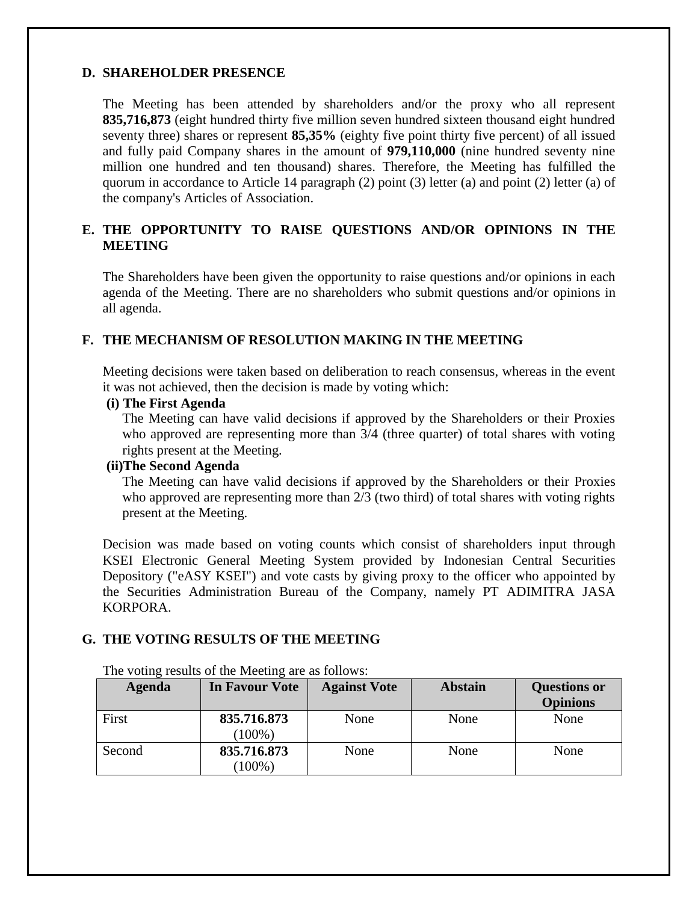## D. SHAREHOLDER PRESENCE

The Meeting has been attended by shareholders and/or the proxy who all represent **835,716,873** (eight hundred thirty five million seven hundred sixteen thousand eight hundred seventy three) shares or represent **85,35%** (eighty five point thirty five percent) of all issued and fully paid Company shares in the amount of **979,110,000** (nine hundred seventy nine million one hundred and ten thousand) shares. Therefore, the Meeting has fulfilled the quorum in accordance to Article 14 paragraph (2) point (3) letter (a) and point (2) letter (a) of the company's Articles of Association.

## E. THE OPPORTUNITY TO RAISE QUESTIONS AND/OR OPINIONS IN THE MEETING

The Shareholders have been given the opportunity to raise questions and/or opinions in each agenda of the Meeting. There are no shareholders who submit questions and/or opinions in all agenda.

## F. THE MECHANISM OF RESOLUTION MAKING IN THE MEETING

Meeting decisions were taken based on deliberation to reach consensus, whereas in the event it was not achieved, then the decision is made by voting which:

**(i) The First Agenda**

The Meeting can have valid decisions if approved by the Shareholders or their Proxies who approved are representing more than 3/4 (three quarter) of total shares with voting rights present at the Meeting.

**(ii)The Second Agenda**

The Meeting can have valid decisions if approved by the Shareholders or their Proxies who approved are representing more than 2/3 (two third) of total shares with voting rights present at the Meeting.

Decision was made based on voting counts which consist of shareholders input through KSEI Electronic General Meeting System provided by Indonesian Central Securities Depository ("eASY KSEI") and vote casts by giving proxy to the officer who appointed by the Securities Administration Bureau of the Company, namely PT ADIMITRA JASA KORPORA.

## G. THE VOTING RESULTS OF THE MEETING

The voting results of the Meeting are as follows:

| Agenda | In Favour Vote | Against Vote | Abstain | Questions or Opinions |
|---|---|---|---|---|
| First | **835.716.873** (100%) | None | None | None |
| Second | **835.716.873** (100%) | None | None | None |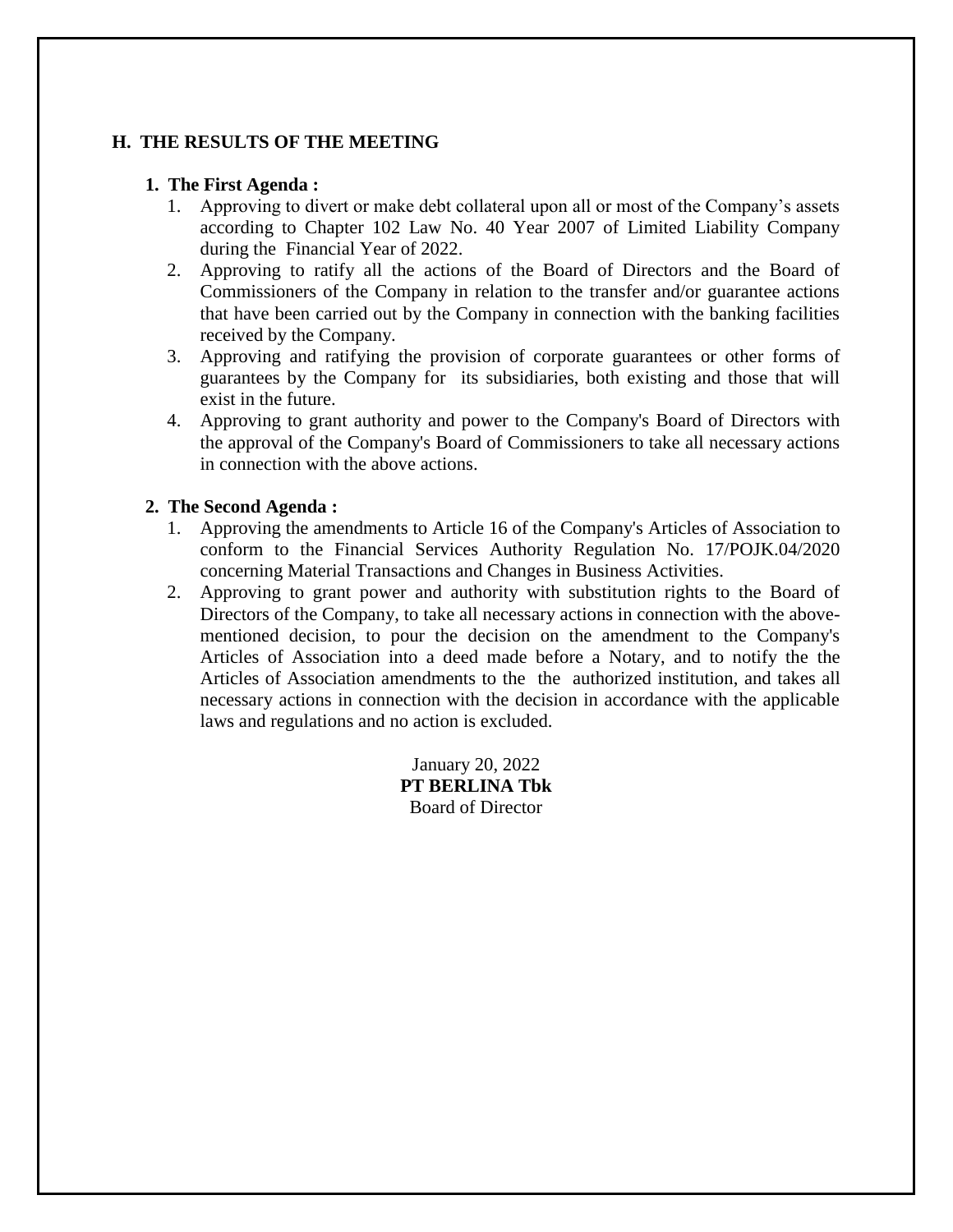## H. THE RESULTS OF THE MEETING

### 1. The First Agenda :

1. Approving to divert or make debt collateral upon all or most of the Company's assets according to Chapter 102 Law No. 40 Year 2007 of Limited Liability Company during the Financial Year of 2022.
2. Approving to ratify all the actions of the Board of Directors and the Board of Commissioners of the Company in relation to the transfer and/or guarantee actions that have been carried out by the Company in connection with the banking facilities received by the Company.
3. Approving and ratifying the provision of corporate guarantees or other forms of guarantees by the Company for its subsidiaries, both existing and those that will exist in the future.
4. Approving to grant authority and power to the Company's Board of Directors with the approval of the Company's Board of Commissioners to take all necessary actions in connection with the above actions.

### 2. The Second Agenda :

1. Approving the amendments to Article 16 of the Company's Articles of Association to conform to the Financial Services Authority Regulation No. 17/POJK.04/2020 concerning Material Transactions and Changes in Business Activities.
2. Approving to grant power and authority with substitution rights to the Board of Directors of the Company, to take all necessary actions in connection with the above-mentioned decision, to pour the decision on the amendment to the Company's Articles of Association into a deed made before a Notary, and to notify the the Articles of Association amendments to the the authorized institution, and takes all necessary actions in connection with the decision in accordance with the applicable laws and regulations and no action is excluded.

January 20, 2022
**PT BERLINA Tbk**
Board of Director